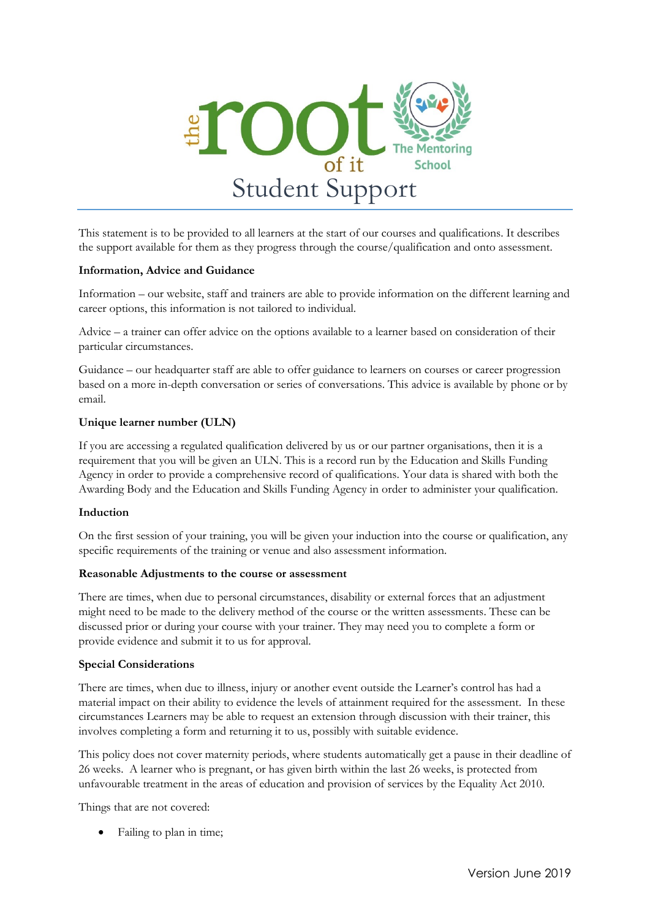# Student Support

This statement is to be provided to all learners at the start of our courses and qualifications. It describes the support available for them as they progress through the course/qualification and onto assessment.

**Information, Advice and Guidance**

Information – our website, staff and trainers are able to provide information on the different learning and career options, this information is not tailored to individual.

Advice – a trainer can offer advice on the options available to a learner based on consideration of their particular circumstances.

Guidance – our headquarter staff are able to offer guidance to learners on courses or career progression based on a more in-depth conversation or series of conversations. This advice is available by phone or by email.

**Unique learner number (ULN)**

If you are accessing a regulated qualification delivered by us or our partner organisations, then it is a requirement that you will be given an ULN. This is a record run by the Education and Skills Funding Agency in order to provide a comprehensive record of qualifications. Your data is shared with both the Awarding Body and the Education and Skills Funding Agency in order to administer your qualification.

**Induction**

On the first session of your training, you will be given your induction into the course or qualification, any specific requirements of the training or venue and also assessment information.

**Reasonable Adjustments to the course or assessment**

There are times, when due to personal circumstances, disability or external forces that an adjustment might need to be made to the delivery method of the course or the written assessments. These can be discussed prior or during your course with your trainer. They may need you to complete a form or provide evidence and submit it to us for approval.

**Special Considerations**

There are times, when due to illness, injury or another event outside the Learner's control has had a material impact on their ability to evidence the levels of attainment required for the assessment. In these circumstances Learners may be able to request an extension through discussion with their trainer, this involves completing a form and returning it to us, possibly with suitable evidence.

This policy does not cover maternity periods, where students automatically get a pause in their deadline of 26 weeks. A learner who is pregnant, or has given birth within the last 26 weeks, is protected from unfavourable treatment in the areas of education and provision of services by the Equality Act 2010.

Things that are not covered:

- Failing to plan in time;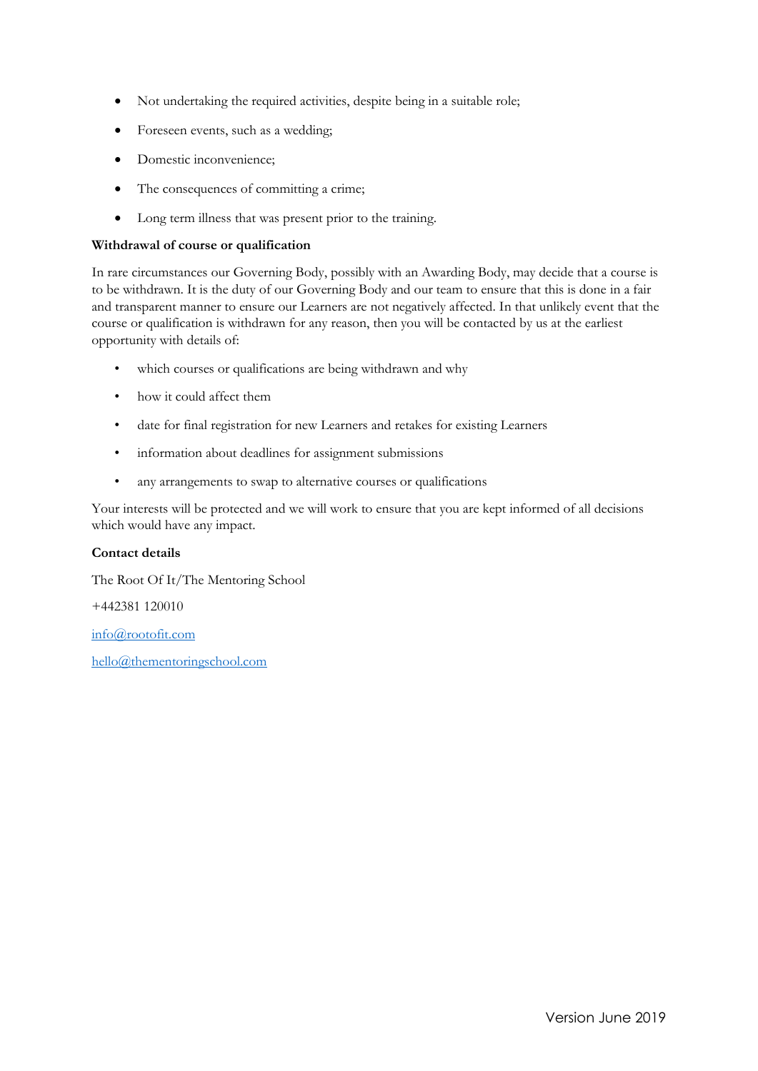- Not undertaking the required activities, despite being in a suitable role;
- Foreseen events, such as a wedding;
- Domestic inconvenience;
- The consequences of committing a crime;
- Long term illness that was present prior to the training.

**Withdrawal of course or qualification**

In rare circumstances our Governing Body, possibly with an Awarding Body, may decide that a course is to be withdrawn. It is the duty of our Governing Body and our team to ensure that this is done in a fair and transparent manner to ensure our Learners are not negatively affected. In that unlikely event that the course or qualification is withdrawn for any reason, then you will be contacted by us at the earliest opportunity with details of:

- which courses or qualifications are being withdrawn and why
- how it could affect them
- date for final registration for new Learners and retakes for existing Learners
- information about deadlines for assignment submissions
- any arrangements to swap to alternative courses or qualifications

Your interests will be protected and we will work to ensure that you are kept informed of all decisions which would have any impact.

**Contact details**

The Root Of It/The Mentoring School

+442381 120010

info@rootofit.com

hello@thementoringschool.com

Version June 2019